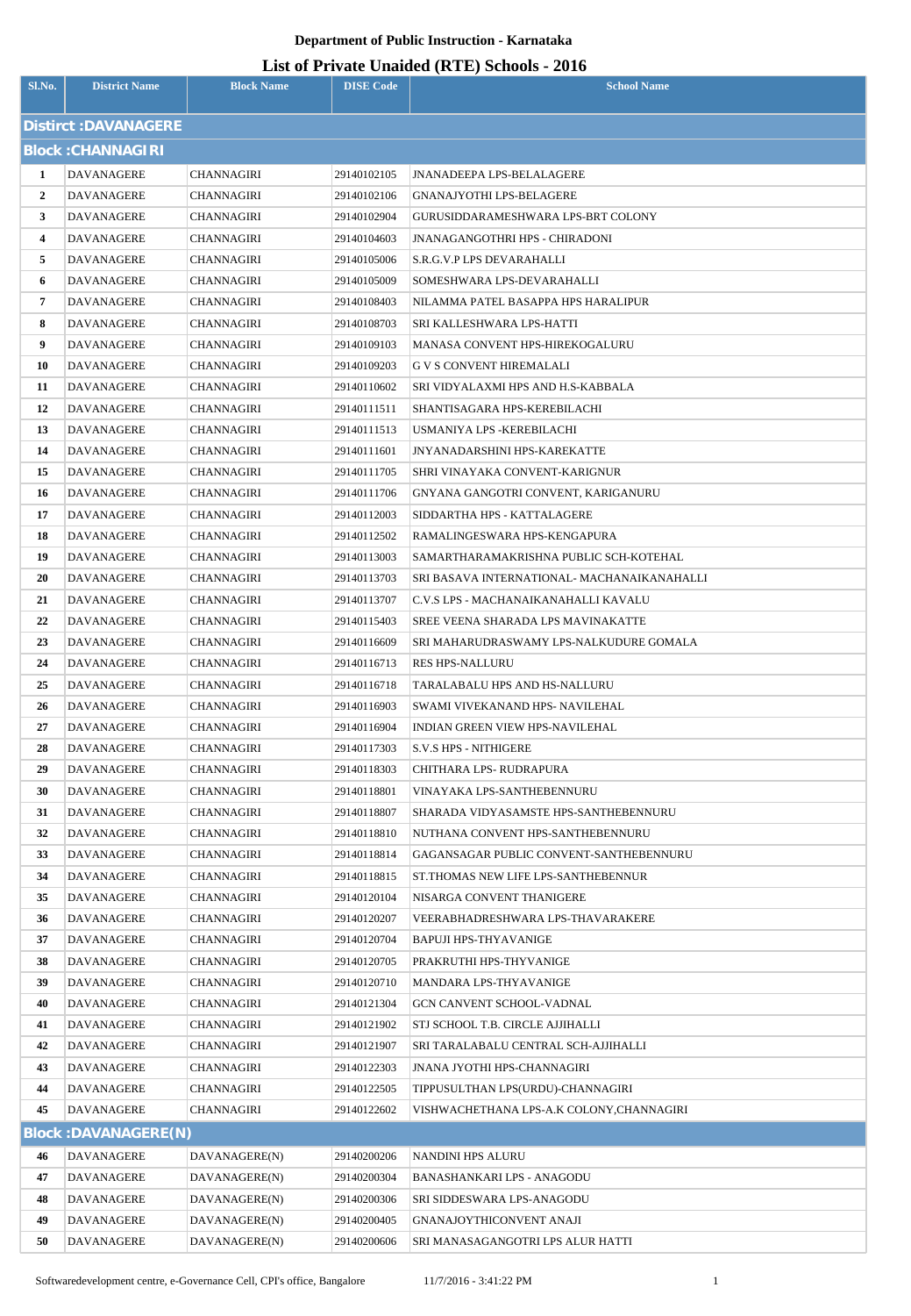**Department of Public Instruction - Karnataka**

# List of Private Unaided (RTE) Schools - 2016

| Sl.No. | District Name | Block Name | DISE Code | School Name |
|---|---|---|---|---|
| **Distirct :DAVANAGERE** | | | | |
| **Block :CHANNAGIRI** | | | | |
| 1 | DAVANAGERE | CHANNAGIRI | 29140102105 | JNANADEEPA LPS-BELALAGERE |
| 2 | DAVANAGERE | CHANNAGIRI | 29140102106 | GNANAJYOTHI LPS-BELAGERE |
| 3 | DAVANAGERE | CHANNAGIRI | 29140102904 | GURUSIDDARAMESHWARA LPS-BRT COLONY |
| 4 | DAVANAGERE | CHANNAGIRI | 29140104603 | JNANAGANGOTHRI HPS - CHIRADONI |
| 5 | DAVANAGERE | CHANNAGIRI | 29140105006 | S.R.G.V.P LPS DEVARAHALLI |
| 6 | DAVANAGERE | CHANNAGIRI | 29140105009 | SOMESHWARA LPS-DEVARAHALLI |
| 7 | DAVANAGERE | CHANNAGIRI | 29140108403 | NILAMMA PATEL BASAPPA HPS HARALIPUR |
| 8 | DAVANAGERE | CHANNAGIRI | 29140108703 | SRI KALLESHWARA LPS-HATTI |
| 9 | DAVANAGERE | CHANNAGIRI | 29140109103 | MANASA CONVENT HPS-HIREKOGALURU |
| 10 | DAVANAGERE | CHANNAGIRI | 29140109203 | G V S CONVENT HIREMALALI |
| 11 | DAVANAGERE | CHANNAGIRI | 29140110602 | SRI VIDYALAXMI HPS AND H.S-KABBALA |
| 12 | DAVANAGERE | CHANNAGIRI | 29140111511 | SHANTISAGARA HPS-KEREBILACHI |
| 13 | DAVANAGERE | CHANNAGIRI | 29140111513 | USMANIYA LPS -KEREBILACHI |
| 14 | DAVANAGERE | CHANNAGIRI | 29140111601 | JNYANADARSHINI HPS-KAREKATTE |
| 15 | DAVANAGERE | CHANNAGIRI | 29140111705 | SHRI VINAYAKA CONVENT-KARIGNUR |
| 16 | DAVANAGERE | CHANNAGIRI | 29140111706 | GNYANA GANGOTRI CONVENT, KARIGANURU |
| 17 | DAVANAGERE | CHANNAGIRI | 29140112003 | SIDDARTHA HPS - KATTALAGERE |
| 18 | DAVANAGERE | CHANNAGIRI | 29140112502 | RAMALINGESWARA HPS-KENGAPURA |
| 19 | DAVANAGERE | CHANNAGIRI | 29140113003 | SAMARTHARAMAKRISHNA PUBLIC SCH-KOTEHAL |
| 20 | DAVANAGERE | CHANNAGIRI | 29140113703 | SRI BASAVA INTERNATIONAL- MACHANAIKANAHALLI |
| 21 | DAVANAGERE | CHANNAGIRI | 29140113707 | C.V.S LPS - MACHANAIKANAHALLI KAVALU |
| 22 | DAVANAGERE | CHANNAGIRI | 29140115403 | SREE VEENA SHARADA LPS MAVINAKATTE |
| 23 | DAVANAGERE | CHANNAGIRI | 29140116609 | SRI MAHARUDRASWAMY LPS-NALKUDURE GOMALA |
| 24 | DAVANAGERE | CHANNAGIRI | 29140116713 | RES HPS-NALLURU |
| 25 | DAVANAGERE | CHANNAGIRI | 29140116718 | TARALABALU HPS AND HS-NALLURU |
| 26 | DAVANAGERE | CHANNAGIRI | 29140116903 | SWAMI VIVEKANAND HPS- NAVILEHAL |
| 27 | DAVANAGERE | CHANNAGIRI | 29140116904 | INDIAN GREEN VIEW HPS-NAVILEHAL |
| 28 | DAVANAGERE | CHANNAGIRI | 29140117303 | S.V.S HPS - NITHIGERE |
| 29 | DAVANAGERE | CHANNAGIRI | 29140118303 | CHITHARA LPS- RUDRAPURA |
| 30 | DAVANAGERE | CHANNAGIRI | 29140118801 | VINAYAKA LPS-SANTHEBENNURU |
| 31 | DAVANAGERE | CHANNAGIRI | 29140118807 | SHARADA VIDYASAMSTE HPS-SANTHEBENNURU |
| 32 | DAVANAGERE | CHANNAGIRI | 29140118810 | NUTHANA CONVENT HPS-SANTHEBENNURU |
| 33 | DAVANAGERE | CHANNAGIRI | 29140118814 | GAGANSAGAR PUBLIC CONVENT-SANTHEBENNURU |
| 34 | DAVANAGERE | CHANNAGIRI | 29140118815 | ST.THOMAS NEW LIFE LPS-SANTHEBENNUR |
| 35 | DAVANAGERE | CHANNAGIRI | 29140120104 | NISARGA CONVENT THANIGERE |
| 36 | DAVANAGERE | CHANNAGIRI | 29140120207 | VEERABHADRESHWARA LPS-THAVARAKERE |
| 37 | DAVANAGERE | CHANNAGIRI | 29140120704 | BAPUJI HPS-THYAVANIGE |
| 38 | DAVANAGERE | CHANNAGIRI | 29140120705 | PRAKRUTHI HPS-THYVANIGE |
| 39 | DAVANAGERE | CHANNAGIRI | 29140120710 | MANDARA LPS-THYAVANIGE |
| 40 | DAVANAGERE | CHANNAGIRI | 29140121304 | GCN CANVENT SCHOOL-VADNAL |
| 41 | DAVANAGERE | CHANNAGIRI | 29140121902 | STJ SCHOOL T.B. CIRCLE AJJIHALLI |
| 42 | DAVANAGERE | CHANNAGIRI | 29140121907 | SRI TARALABALU CENTRAL SCH-AJJIHALLI |
| 43 | DAVANAGERE | CHANNAGIRI | 29140122303 | JNANA JYOTHI HPS-CHANNAGIRI |
| 44 | DAVANAGERE | CHANNAGIRI | 29140122505 | TIPPUSULTHAN LPS(URDU)-CHANNAGIRI |
| 45 | DAVANAGERE | CHANNAGIRI | 29140122602 | VISHWACHETHANA LPS-A.K COLONY,CHANNAGIRI |
| **Block :DAVANAGERE(N)** | | | | |
| 46 | DAVANAGERE | DAVANAGERE(N) | 29140200206 | NANDINI HPS ALURU |
| 47 | DAVANAGERE | DAVANAGERE(N) | 29140200304 | BANASHANKARI LPS - ANAGODU |
| 48 | DAVANAGERE | DAVANAGERE(N) | 29140200306 | SRI SIDDESWARA LPS-ANAGODU |
| 49 | DAVANAGERE | DAVANAGERE(N) | 29140200405 | GNANAJOYTHICONVENT ANAJI |
| 50 | DAVANAGERE | DAVANAGERE(N) | 29140200606 | SRI MANASAGANGOTRI LPS ALUR HATTI |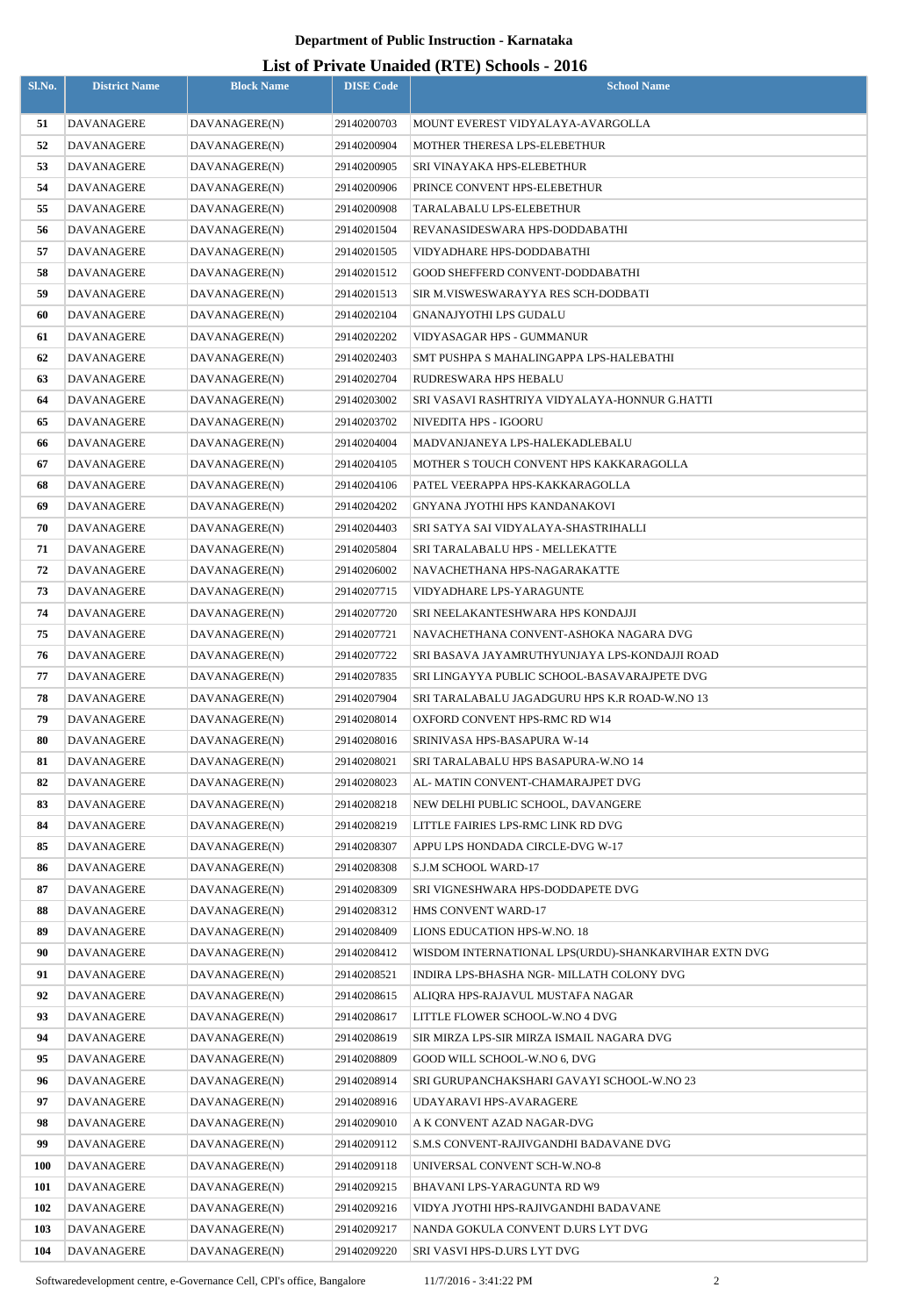## Department of Public Instruction - Karnataka

## List of Private Unaided (RTE) Schools - 2016

| Sl.No. | District Name | Block Name | DISE Code | School Name |
|---|---|---|---|---|
| 51 | DAVANAGERE | DAVANAGERE(N) | 29140200703 | MOUNT EVEREST VIDYALAYA-AVARGOLLA |
| 52 | DAVANAGERE | DAVANAGERE(N) | 29140200904 | MOTHER THERESA LPS-ELEBETHUR |
| 53 | DAVANAGERE | DAVANAGERE(N) | 29140200905 | SRI VINAYAKA HPS-ELEBETHUR |
| 54 | DAVANAGERE | DAVANAGERE(N) | 29140200906 | PRINCE CONVENT HPS-ELEBETHUR |
| 55 | DAVANAGERE | DAVANAGERE(N) | 29140200908 | TARALABALU LPS-ELEBETHUR |
| 56 | DAVANAGERE | DAVANAGERE(N) | 29140201504 | REVANASIDESWARA HPS-DODDABATHI |
| 57 | DAVANAGERE | DAVANAGERE(N) | 29140201505 | VIDYADHARE HPS-DODDABATHI |
| 58 | DAVANAGERE | DAVANAGERE(N) | 29140201512 | GOOD SHEFFERD CONVENT-DODDABATHI |
| 59 | DAVANAGERE | DAVANAGERE(N) | 29140201513 | SIR M.VISWESWARAYYA RES SCH-DODBATI |
| 60 | DAVANAGERE | DAVANAGERE(N) | 29140202104 | GNANAJYOTHI LPS GUDALU |
| 61 | DAVANAGERE | DAVANAGERE(N) | 29140202202 | VIDYASAGAR HPS - GUMMANUR |
| 62 | DAVANAGERE | DAVANAGERE(N) | 29140202403 | SMT PUSHPA S MAHALINGAPPA LPS-HALEBATHI |
| 63 | DAVANAGERE | DAVANAGERE(N) | 29140202704 | RUDRESWARA HPS HEBALU |
| 64 | DAVANAGERE | DAVANAGERE(N) | 29140203002 | SRI VASAVI RASHTRIYA VIDYALAYA-HONNUR G.HATTI |
| 65 | DAVANAGERE | DAVANAGERE(N) | 29140203702 | NIVEDITA HPS - IGOORU |
| 66 | DAVANAGERE | DAVANAGERE(N) | 29140204004 | MADVANJANEYA LPS-HALEKADLEBALU |
| 67 | DAVANAGERE | DAVANAGERE(N) | 29140204105 | MOTHER S TOUCH CONVENT HPS KAKKARAGOLLA |
| 68 | DAVANAGERE | DAVANAGERE(N) | 29140204106 | PATEL VEERAPPA HPS-KAKKARAGOLLA |
| 69 | DAVANAGERE | DAVANAGERE(N) | 29140204202 | GNYANA JYOTHI HPS KANDANAKOVI |
| 70 | DAVANAGERE | DAVANAGERE(N) | 29140204403 | SRI SATYA SAI VIDYALAYA-SHASTRIHALLI |
| 71 | DAVANAGERE | DAVANAGERE(N) | 29140205804 | SRI TARALABALU HPS - MELLEKATTE |
| 72 | DAVANAGERE | DAVANAGERE(N) | 29140206002 | NAVACHETHANA HPS-NAGARAKATTE |
| 73 | DAVANAGERE | DAVANAGERE(N) | 29140207715 | VIDYADHARE LPS-YARAGUNTE |
| 74 | DAVANAGERE | DAVANAGERE(N) | 29140207720 | SRI NEELAKANTESHWARA HPS KONDAJJI |
| 75 | DAVANAGERE | DAVANAGERE(N) | 29140207721 | NAVACHETHANA CONVENT-ASHOKA NAGARA DVG |
| 76 | DAVANAGERE | DAVANAGERE(N) | 29140207722 | SRI BASAVA JAYAMRUTHYUNJAYA LPS-KONDAJJI ROAD |
| 77 | DAVANAGERE | DAVANAGERE(N) | 29140207835 | SRI LINGAYYA PUBLIC SCHOOL-BASAVARAJPETE DVG |
| 78 | DAVANAGERE | DAVANAGERE(N) | 29140207904 | SRI TARALABALU JAGADGURU HPS K.R ROAD-W.NO 13 |
| 79 | DAVANAGERE | DAVANAGERE(N) | 29140208014 | OXFORD CONVENT HPS-RMC RD W14 |
| 80 | DAVANAGERE | DAVANAGERE(N) | 29140208016 | SRINIVASA HPS-BASAPURA W-14 |
| 81 | DAVANAGERE | DAVANAGERE(N) | 29140208021 | SRI TARALABALU HPS BASAPURA-W.NO 14 |
| 82 | DAVANAGERE | DAVANAGERE(N) | 29140208023 | AL- MATIN CONVENT-CHAMARAJPET DVG |
| 83 | DAVANAGERE | DAVANAGERE(N) | 29140208218 | NEW DELHI PUBLIC SCHOOL, DAVANGERE |
| 84 | DAVANAGERE | DAVANAGERE(N) | 29140208219 | LITTLE FAIRIES LPS-RMC LINK RD DVG |
| 85 | DAVANAGERE | DAVANAGERE(N) | 29140208307 | APPU LPS HONDADA CIRCLE-DVG W-17 |
| 86 | DAVANAGERE | DAVANAGERE(N) | 29140208308 | S.J.M SCHOOL WARD-17 |
| 87 | DAVANAGERE | DAVANAGERE(N) | 29140208309 | SRI VIGNESHWARA HPS-DODDAPETE DVG |
| 88 | DAVANAGERE | DAVANAGERE(N) | 29140208312 | HMS CONVENT WARD-17 |
| 89 | DAVANAGERE | DAVANAGERE(N) | 29140208409 | LIONS EDUCATION HPS-W.NO. 18 |
| 90 | DAVANAGERE | DAVANAGERE(N) | 29140208412 | WISDOM INTERNATIONAL LPS(URDU)-SHANKARVIHAR EXTN DVG |
| 91 | DAVANAGERE | DAVANAGERE(N) | 29140208521 | INDIRA LPS-BHASHA NGR- MILLATH COLONY DVG |
| 92 | DAVANAGERE | DAVANAGERE(N) | 29140208615 | ALIQRA HPS-RAJAVUL MUSTAFA NAGAR |
| 93 | DAVANAGERE | DAVANAGERE(N) | 29140208617 | LITTLE FLOWER SCHOOL-W.NO 4 DVG |
| 94 | DAVANAGERE | DAVANAGERE(N) | 29140208619 | SIR MIRZA LPS-SIR MIRZA ISMAIL NAGARA DVG |
| 95 | DAVANAGERE | DAVANAGERE(N) | 29140208809 | GOOD WILL SCHOOL-W.NO 6, DVG |
| 96 | DAVANAGERE | DAVANAGERE(N) | 29140208914 | SRI GURUPANCHAKSHARI GAVAYI SCHOOL-W.NO 23 |
| 97 | DAVANAGERE | DAVANAGERE(N) | 29140208916 | UDAYARAVI HPS-AVARAGERE |
| 98 | DAVANAGERE | DAVANAGERE(N) | 29140209010 | A K CONVENT AZAD NAGAR-DVG |
| 99 | DAVANAGERE | DAVANAGERE(N) | 29140209112 | S.M.S CONVENT-RAJIVGANDHI BADAVANE DVG |
| 100 | DAVANAGERE | DAVANAGERE(N) | 29140209118 | UNIVERSAL CONVENT SCH-W.NO-8 |
| 101 | DAVANAGERE | DAVANAGERE(N) | 29140209215 | BHAVANI LPS-YARAGUNTA RD W9 |
| 102 | DAVANAGERE | DAVANAGERE(N) | 29140209216 | VIDYA JYOTHI HPS-RAJIVGANDHI BADAVANE |
| 103 | DAVANAGERE | DAVANAGERE(N) | 29140209217 | NANDA GOKULA CONVENT D.URS LYT DVG |
| 104 | DAVANAGERE | DAVANAGERE(N) | 29140209220 | SRI VASVI HPS-D.URS LYT DVG |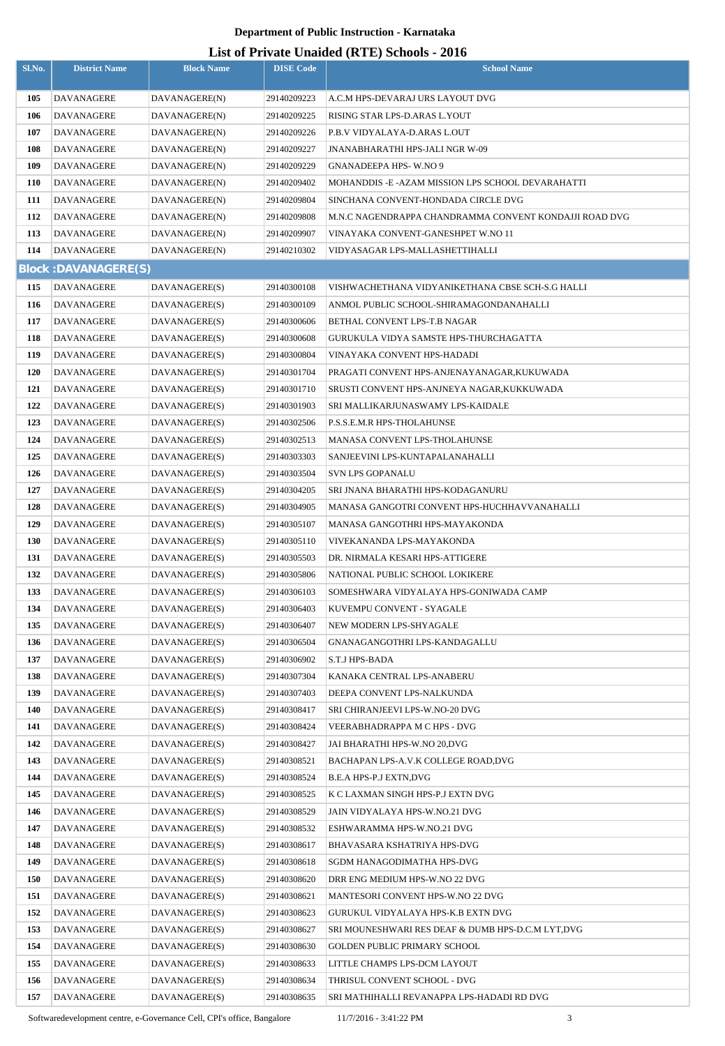**Department of Public Instruction - Karnataka**

**List of Private Unaided (RTE) Schools - 2016**

| Sl.No. | District Name | Block Name | DISE Code | School Name |
|---|---|---|---|---|
| 105 | DAVANAGERE | DAVANAGERE(N) | 29140209223 | A.C.M HPS-DEVARAJ URS LAYOUT DVG |
| 106 | DAVANAGERE | DAVANAGERE(N) | 29140209225 | RISING STAR LPS-D.ARAS L.YOUT |
| 107 | DAVANAGERE | DAVANAGERE(N) | 29140209226 | P.B.V VIDYALAYA-D.ARAS L.OUT |
| 108 | DAVANAGERE | DAVANAGERE(N) | 29140209227 | JNANABHARATHI HPS-JALI NGR W-09 |
| 109 | DAVANAGERE | DAVANAGERE(N) | 29140209229 | GNANADEEPA HPS- W.NO 9 |
| 110 | DAVANAGERE | DAVANAGERE(N) | 29140209402 | MOHANDDIS -E -AZAM MISSION LPS SCHOOL DEVARAHATTI |
| 111 | DAVANAGERE | DAVANAGERE(N) | 29140209804 | SINCHANA CONVENT-HONDADA CIRCLE DVG |
| 112 | DAVANAGERE | DAVANAGERE(N) | 29140209808 | M.N.C NAGENDRAPPA CHANDRAMMA CONVENT KONDAJJI ROAD DVG |
| 113 | DAVANAGERE | DAVANAGERE(N) | 29140209907 | VINAYAKA CONVENT-GANESHPET W.NO 11 |
| 114 | DAVANAGERE | DAVANAGERE(N) | 29140210302 | VIDYASAGAR LPS-MALLASHETTIHALLI |
| **Block :DAVANAGERE(S)** | | | | |
| 115 | DAVANAGERE | DAVANAGERE(S) | 29140300108 | VISHWACHETHANA VIDYANIKETHANA CBSE SCH-S.G HALLI |
| 116 | DAVANAGERE | DAVANAGERE(S) | 29140300109 | ANMOL PUBLIC SCHOOL-SHIRAMAGONDANAHALLI |
| 117 | DAVANAGERE | DAVANAGERE(S) | 29140300606 | BETHAL CONVENT LPS-T.B NAGAR |
| 118 | DAVANAGERE | DAVANAGERE(S) | 29140300608 | GURUKULA VIDYA SAMSTE HPS-THURCHAGATTA |
| 119 | DAVANAGERE | DAVANAGERE(S) | 29140300804 | VINAYAKA CONVENT HPS-HADADI |
| 120 | DAVANAGERE | DAVANAGERE(S) | 29140301704 | PRAGATI CONVENT HPS-ANJENAYANAGAR,KUKUWADA |
| 121 | DAVANAGERE | DAVANAGERE(S) | 29140301710 | SRUSTI CONVENT HPS-ANJNEYA NAGAR,KUKKUWADA |
| 122 | DAVANAGERE | DAVANAGERE(S) | 29140301903 | SRI MALLIKARJUNASWAMY LPS-KAIDALE |
| 123 | DAVANAGERE | DAVANAGERE(S) | 29140302506 | P.S.S.E.M.R HPS-THOLAHUNSE |
| 124 | DAVANAGERE | DAVANAGERE(S) | 29140302513 | MANASA CONVENT LPS-THOLAHUNSE |
| 125 | DAVANAGERE | DAVANAGERE(S) | 29140303303 | SANJEEVINI LPS-KUNTAPALANAHALLI |
| 126 | DAVANAGERE | DAVANAGERE(S) | 29140303504 | SVN LPS GOPANALU |
| 127 | DAVANAGERE | DAVANAGERE(S) | 29140304205 | SRI JNANA BHARATHI HPS-KODAGANURU |
| 128 | DAVANAGERE | DAVANAGERE(S) | 29140304905 | MANASA GANGOTRI CONVENT HPS-HUCHHAVVANAHALLI |
| 129 | DAVANAGERE | DAVANAGERE(S) | 29140305107 | MANASA GANGOTHRI HPS-MAYAKONDA |
| 130 | DAVANAGERE | DAVANAGERE(S) | 29140305110 | VIVEKANANDA LPS-MAYAKONDA |
| 131 | DAVANAGERE | DAVANAGERE(S) | 29140305503 | DR. NIRMALA KESARI HPS-ATTIGERE |
| 132 | DAVANAGERE | DAVANAGERE(S) | 29140305806 | NATIONAL PUBLIC SCHOOL LOKIKERE |
| 133 | DAVANAGERE | DAVANAGERE(S) | 29140306103 | SOMESHWARA VIDYALAYA HPS-GONIWADA CAMP |
| 134 | DAVANAGERE | DAVANAGERE(S) | 29140306403 | KUVEMPU CONVENT - SYAGALE |
| 135 | DAVANAGERE | DAVANAGERE(S) | 29140306407 | NEW MODERN LPS-SHYAGALE |
| 136 | DAVANAGERE | DAVANAGERE(S) | 29140306504 | GNANAGANGOTHRI LPS-KANDAGALLU |
| 137 | DAVANAGERE | DAVANAGERE(S) | 29140306902 | S.T.J HPS-BADA |
| 138 | DAVANAGERE | DAVANAGERE(S) | 29140307304 | KANAKA CENTRAL LPS-ANABERU |
| 139 | DAVANAGERE | DAVANAGERE(S) | 29140307403 | DEEPA CONVENT LPS-NALKUNDA |
| 140 | DAVANAGERE | DAVANAGERE(S) | 29140308417 | SRI CHIRANJEEVI LPS-W.NO-20 DVG |
| 141 | DAVANAGERE | DAVANAGERE(S) | 29140308424 | VEERABHADRAPPA M C HPS - DVG |
| 142 | DAVANAGERE | DAVANAGERE(S) | 29140308427 | JAI BHARATHI HPS-W.NO 20,DVG |
| 143 | DAVANAGERE | DAVANAGERE(S) | 29140308521 | BACHAPAN LPS-A.V.K COLLEGE ROAD,DVG |
| 144 | DAVANAGERE | DAVANAGERE(S) | 29140308524 | B.E.A HPS-P.J EXTN,DVG |
| 145 | DAVANAGERE | DAVANAGERE(S) | 29140308525 | K C LAXMAN SINGH HPS-P.J EXTN DVG |
| 146 | DAVANAGERE | DAVANAGERE(S) | 29140308529 | JAIN VIDYALAYA HPS-W.NO.21 DVG |
| 147 | DAVANAGERE | DAVANAGERE(S) | 29140308532 | ESHWARAMMA HPS-W.NO.21 DVG |
| 148 | DAVANAGERE | DAVANAGERE(S) | 29140308617 | BHAVASARA KSHATRIYA HPS-DVG |
| 149 | DAVANAGERE | DAVANAGERE(S) | 29140308618 | SGDM HANAGODIMATHA HPS-DVG |
| 150 | DAVANAGERE | DAVANAGERE(S) | 29140308620 | DRR ENG MEDIUM HPS-W.NO 22 DVG |
| 151 | DAVANAGERE | DAVANAGERE(S) | 29140308621 | MANTESORI CONVENT HPS-W.NO 22 DVG |
| 152 | DAVANAGERE | DAVANAGERE(S) | 29140308623 | GURUKUL VIDYALAYA HPS-K.B EXTN DVG |
| 153 | DAVANAGERE | DAVANAGERE(S) | 29140308627 | SRI MOUNESHWARI RES DEAF & DUMB HPS-D.C.M LYT,DVG |
| 154 | DAVANAGERE | DAVANAGERE(S) | 29140308630 | GOLDEN PUBLIC PRIMARY SCHOOL |
| 155 | DAVANAGERE | DAVANAGERE(S) | 29140308633 | LITTLE CHAMPS LPS-DCM LAYOUT |
| 156 | DAVANAGERE | DAVANAGERE(S) | 29140308634 | THRISUL CONVENT SCHOOL - DVG |
| 157 | DAVANAGERE | DAVANAGERE(S) | 29140308635 | SRI MATHIHALLI REVANAPPA LPS-HADADI RD DVG |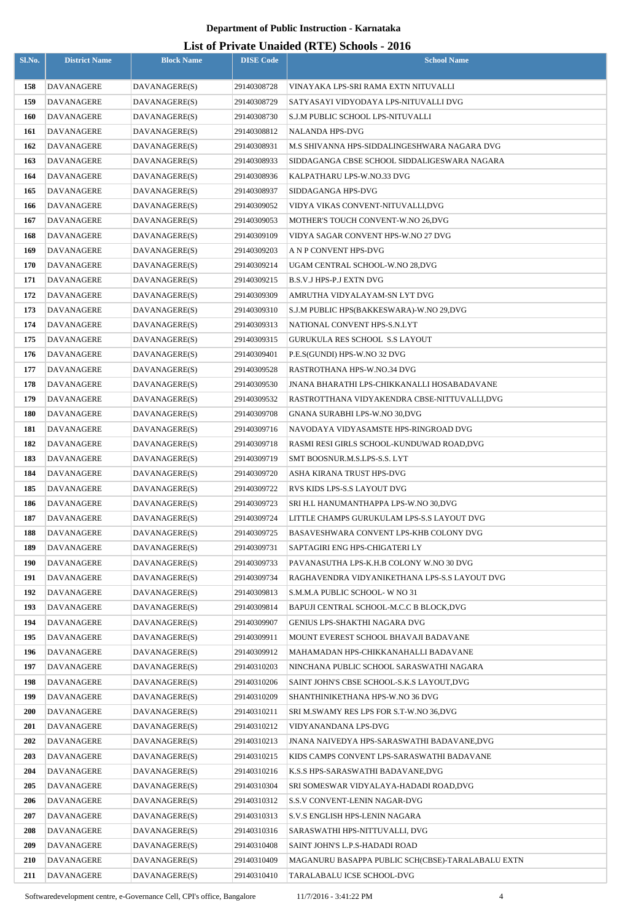**Department of Public Instruction - Karnataka**

# List of Private Unaided (RTE) Schools - 2016

| Sl.No. | District Name | Block Name | DISE Code | School Name |
|---|---|---|---|---|
| 158 | DAVANAGERE | DAVANAGERE(S) | 29140308728 | VINAYAKA LPS-SRI RAMA EXTN NITUVALLI |
| 159 | DAVANAGERE | DAVANAGERE(S) | 29140308729 | SATYASAYI VIDYODAYA LPS-NITUVALLI DVG |
| 160 | DAVANAGERE | DAVANAGERE(S) | 29140308730 | S.J.M PUBLIC SCHOOL LPS-NITUVALLI |
| 161 | DAVANAGERE | DAVANAGERE(S) | 29140308812 | NALANDA HPS-DVG |
| 162 | DAVANAGERE | DAVANAGERE(S) | 29140308931 | M.S SHIVANNA HPS-SIDDALINGESHWARA NAGARA DVG |
| 163 | DAVANAGERE | DAVANAGERE(S) | 29140308933 | SIDDAGANGA CBSE SCHOOL SIDDALIGESWARA NAGARA |
| 164 | DAVANAGERE | DAVANAGERE(S) | 29140308936 | KALPATHARU LPS-W.NO.33 DVG |
| 165 | DAVANAGERE | DAVANAGERE(S) | 29140308937 | SIDDAGANGA HPS-DVG |
| 166 | DAVANAGERE | DAVANAGERE(S) | 29140309052 | VIDYA VIKAS CONVENT-NITUVALLI,DVG |
| 167 | DAVANAGERE | DAVANAGERE(S) | 29140309053 | MOTHER'S TOUCH CONVENT-W.NO 26,DVG |
| 168 | DAVANAGERE | DAVANAGERE(S) | 29140309109 | VIDYA SAGAR CONVENT HPS-W.NO 27 DVG |
| 169 | DAVANAGERE | DAVANAGERE(S) | 29140309203 | A N P CONVENT HPS-DVG |
| 170 | DAVANAGERE | DAVANAGERE(S) | 29140309214 | UGAM CENTRAL SCHOOL-W.NO 28,DVG |
| 171 | DAVANAGERE | DAVANAGERE(S) | 29140309215 | B.S.V.J HPS-P.J EXTN DVG |
| 172 | DAVANAGERE | DAVANAGERE(S) | 29140309309 | AMRUTHA VIDYALAYAM-SN LYT DVG |
| 173 | DAVANAGERE | DAVANAGERE(S) | 29140309310 | S.J.M PUBLIC HPS(BAKKESWARA)-W.NO 29,DVG |
| 174 | DAVANAGERE | DAVANAGERE(S) | 29140309313 | NATIONAL CONVENT HPS-S.N.LYT |
| 175 | DAVANAGERE | DAVANAGERE(S) | 29140309315 | GURUKULA RES SCHOOL S.S LAYOUT |
| 176 | DAVANAGERE | DAVANAGERE(S) | 29140309401 | P.E.S(GUNDI) HPS-W.NO 32 DVG |
| 177 | DAVANAGERE | DAVANAGERE(S) | 29140309528 | RASTROTHANA HPS-W.NO.34 DVG |
| 178 | DAVANAGERE | DAVANAGERE(S) | 29140309530 | JNANA BHARATHI LPS-CHIKKANALLI HOSABADAVANE |
| 179 | DAVANAGERE | DAVANAGERE(S) | 29140309532 | RASTROTTHANA VIDYAKENDRA CBSE-NITTUVALLI,DVG |
| 180 | DAVANAGERE | DAVANAGERE(S) | 29140309708 | GNANA SURABHI LPS-W.NO 30,DVG |
| 181 | DAVANAGERE | DAVANAGERE(S) | 29140309716 | NAVODAYA VIDYASAMSTE HPS-RINGROAD DVG |
| 182 | DAVANAGERE | DAVANAGERE(S) | 29140309718 | RASMI RESI GIRLS SCHOOL-KUNDUWAD ROAD,DVG |
| 183 | DAVANAGERE | DAVANAGERE(S) | 29140309719 | SMT BOOSNUR.M.S.LPS-S.S. LYT |
| 184 | DAVANAGERE | DAVANAGERE(S) | 29140309720 | ASHA KIRANA TRUST HPS-DVG |
| 185 | DAVANAGERE | DAVANAGERE(S) | 29140309722 | RVS KIDS LPS-S.S LAYOUT DVG |
| 186 | DAVANAGERE | DAVANAGERE(S) | 29140309723 | SRI H.L HANUMANTHAPPA LPS-W.NO 30,DVG |
| 187 | DAVANAGERE | DAVANAGERE(S) | 29140309724 | LITTLE CHAMPS GURUKULAM LPS-S.S LAYOUT DVG |
| 188 | DAVANAGERE | DAVANAGERE(S) | 29140309725 | BASAVESHWARA CONVENT LPS-KHB COLONY DVG |
| 189 | DAVANAGERE | DAVANAGERE(S) | 29140309731 | SAPTAGIRI ENG HPS-CHIGATERI LY |
| 190 | DAVANAGERE | DAVANAGERE(S) | 29140309733 | PAVANASUTHA LPS-K.H.B COLONY W.NO 30 DVG |
| 191 | DAVANAGERE | DAVANAGERE(S) | 29140309734 | RAGHAVENDRA VIDYANIKETHANA LPS-S.S LAYOUT DVG |
| 192 | DAVANAGERE | DAVANAGERE(S) | 29140309813 | S.M.M.A PUBLIC SCHOOL- W NO 31 |
| 193 | DAVANAGERE | DAVANAGERE(S) | 29140309814 | BAPUJI CENTRAL SCHOOL-M.C.C B BLOCK,DVG |
| 194 | DAVANAGERE | DAVANAGERE(S) | 29140309907 | GENIUS LPS-SHAKTHI NAGARA DVG |
| 195 | DAVANAGERE | DAVANAGERE(S) | 29140309911 | MOUNT EVEREST SCHOOL BHAVAJI BADAVANE |
| 196 | DAVANAGERE | DAVANAGERE(S) | 29140309912 | MAHAMADAN HPS-CHIKKANAHALLI BADAVANE |
| 197 | DAVANAGERE | DAVANAGERE(S) | 29140310203 | NINCHANA PUBLIC SCHOOL SARASWATHI NAGARA |
| 198 | DAVANAGERE | DAVANAGERE(S) | 29140310206 | SAINT JOHN'S CBSE SCHOOL-S.K.S LAYOUT,DVG |
| 199 | DAVANAGERE | DAVANAGERE(S) | 29140310209 | SHANTHINIKETHANA HPS-W.NO 36 DVG |
| 200 | DAVANAGERE | DAVANAGERE(S) | 29140310211 | SRI M.SWAMY RES LPS FOR S.T-W.NO 36,DVG |
| 201 | DAVANAGERE | DAVANAGERE(S) | 29140310212 | VIDYANANDANA LPS-DVG |
| 202 | DAVANAGERE | DAVANAGERE(S) | 29140310213 | JNANA NAIVEDYA HPS-SARASWATHI BADAVANE,DVG |
| 203 | DAVANAGERE | DAVANAGERE(S) | 29140310215 | KIDS CAMPS CONVENT LPS-SARASWATHI BADAVANE |
| 204 | DAVANAGERE | DAVANAGERE(S) | 29140310216 | K.S.S HPS-SARASWATHI BADAVANE,DVG |
| 205 | DAVANAGERE | DAVANAGERE(S) | 29140310304 | SRI SOMESWAR VIDYALAYA-HADADI ROAD,DVG |
| 206 | DAVANAGERE | DAVANAGERE(S) | 29140310312 | S.S.V CONVENT-LENIN NAGAR-DVG |
| 207 | DAVANAGERE | DAVANAGERE(S) | 29140310313 | S.V.S ENGLISH HPS-LENIN NAGARA |
| 208 | DAVANAGERE | DAVANAGERE(S) | 29140310316 | SARASWATHI HPS-NITTUVALLI, DVG |
| 209 | DAVANAGERE | DAVANAGERE(S) | 29140310408 | SAINT JOHN'S L.P.S-HADADI ROAD |
| 210 | DAVANAGERE | DAVANAGERE(S) | 29140310409 | MAGANURU BASAPPA PUBLIC SCH(CBSE)-TARALABALU EXTN |
| 211 | DAVANAGERE | DAVANAGERE(S) | 29140310410 | TARALABALU ICSE SCHOOL-DVG |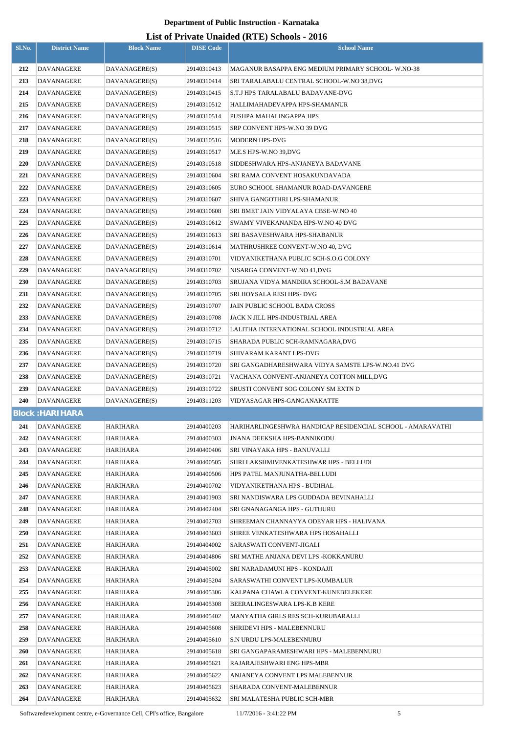# Department of Public Instruction - Karnataka

## List of Private Unaided (RTE) Schools - 2016

| Sl.No. | District Name | Block Name | DISE Code | School Name |
|---|---|---|---|---|
| 212 | DAVANAGERE | DAVANAGERE(S) | 29140310413 | MAGANUR BASAPPA ENG MEDIUM PRIMARY SCHOOL- W.NO-38 |
| 213 | DAVANAGERE | DAVANAGERE(S) | 29140310414 | SRI TARALABALU CENTRAL SCHOOL-W.NO 38,DVG |
| 214 | DAVANAGERE | DAVANAGERE(S) | 29140310415 | S.T.J HPS TARALABALU BADAVANE-DVG |
| 215 | DAVANAGERE | DAVANAGERE(S) | 29140310512 | HALLIMAHADEVAPPA HPS-SHAMANUR |
| 216 | DAVANAGERE | DAVANAGERE(S) | 29140310514 | PUSHPA MAHALINGAPPA HPS |
| 217 | DAVANAGERE | DAVANAGERE(S) | 29140310515 | SRP CONVENT HPS-W.NO 39 DVG |
| 218 | DAVANAGERE | DAVANAGERE(S) | 29140310516 | MODERN HPS-DVG |
| 219 | DAVANAGERE | DAVANAGERE(S) | 29140310517 | M.E.S HPS-W.NO 39,DVG |
| 220 | DAVANAGERE | DAVANAGERE(S) | 29140310518 | SIDDESHWARA HPS-ANJANEYA BADAVANE |
| 221 | DAVANAGERE | DAVANAGERE(S) | 29140310604 | SRI RAMA CONVENT HOSAKUNDAVADA |
| 222 | DAVANAGERE | DAVANAGERE(S) | 29140310605 | EURO SCHOOL SHAMANUR ROAD-DAVANGERE |
| 223 | DAVANAGERE | DAVANAGERE(S) | 29140310607 | SHIVA GANGOTHRI LPS-SHAMANUR |
| 224 | DAVANAGERE | DAVANAGERE(S) | 29140310608 | SRI BMET JAIN VIDYALAYA CBSE-W.NO 40 |
| 225 | DAVANAGERE | DAVANAGERE(S) | 29140310612 | SWAMY VIVEKANANDA HPS-W.NO 40 DVG |
| 226 | DAVANAGERE | DAVANAGERE(S) | 29140310613 | SRI BASAVESHWARA HPS-SHABANUR |
| 227 | DAVANAGERE | DAVANAGERE(S) | 29140310614 | MATHRUSHREE CONVENT-W.NO 40, DVG |
| 228 | DAVANAGERE | DAVANAGERE(S) | 29140310701 | VIDYANIKETHANA PUBLIC SCH-S.O.G COLONY |
| 229 | DAVANAGERE | DAVANAGERE(S) | 29140310702 | NISARGA CONVENT-W.NO 41,DVG |
| 230 | DAVANAGERE | DAVANAGERE(S) | 29140310703 | SRUJANA VIDYA MANDIRA SCHOOL-S.M BADAVANE |
| 231 | DAVANAGERE | DAVANAGERE(S) | 29140310705 | SRI HOYSALA RESI HPS- DVG |
| 232 | DAVANAGERE | DAVANAGERE(S) | 29140310707 | JAIN PUBLIC SCHOOL BADA CROSS |
| 233 | DAVANAGERE | DAVANAGERE(S) | 29140310708 | JACK N JILL HPS-INDUSTRIAL AREA |
| 234 | DAVANAGERE | DAVANAGERE(S) | 29140310712 | LALITHA INTERNATIONAL SCHOOL INDUSTRIAL AREA |
| 235 | DAVANAGERE | DAVANAGERE(S) | 29140310715 | SHARADA PUBLIC SCH-RAMNAGARA,DVG |
| 236 | DAVANAGERE | DAVANAGERE(S) | 29140310719 | SHIVARAM KARANT LPS-DVG |
| 237 | DAVANAGERE | DAVANAGERE(S) | 29140310720 | SRI GANGADHARESHWARA VIDYA SAMSTE LPS-W.NO.41 DVG |
| 238 | DAVANAGERE | DAVANAGERE(S) | 29140310721 | VACHANA CONVENT-ANJANEYA COTTON MILL,DVG |
| 239 | DAVANAGERE | DAVANAGERE(S) | 29140310722 | SRUSTI CONVENT SOG COLONY SM EXTN D |
| 240 | DAVANAGERE | DAVANAGERE(S) | 29140311203 | VIDYASAGAR HPS-GANGANAKATTE |
| **Block : HARIHARA** | | | | |
| 241 | DAVANAGERE | HARIHARA | 29140400203 | HARIHARLINGESHWRA HANDICAP RESIDENCIAL SCHOOL - AMARAVATHI |
| 242 | DAVANAGERE | HARIHARA | 29140400303 | JNANA DEEKSHA HPS-BANNIKODU |
| 243 | DAVANAGERE | HARIHARA | 29140400406 | SRI VINAYAKA HPS - BANUVALLI |
| 244 | DAVANAGERE | HARIHARA | 29140400505 | SHRI LAKSHMIVENKATESHWAR HPS - BELLUDI |
| 245 | DAVANAGERE | HARIHARA | 29140400506 | HPS PATEL MANJUNATHA-BELLUDI |
| 246 | DAVANAGERE | HARIHARA | 29140400702 | VIDYANIKETHANA HPS - BUDIHAL |
| 247 | DAVANAGERE | HARIHARA | 29140401903 | SRI NANDISWARA LPS GUDDADA BEVINAHALLI |
| 248 | DAVANAGERE | HARIHARA | 29140402404 | SRI GNANAGANGA HPS - GUTHURU |
| 249 | DAVANAGERE | HARIHARA | 29140402703 | SHREEMAN CHANNAYYA ODEYAR HPS - HALIVANA |
| 250 | DAVANAGERE | HARIHARA | 29140403603 | SHREE VENKATESHWARA HPS HOSAHALLI |
| 251 | DAVANAGERE | HARIHARA | 29140404002 | SARASWATI CONVENT-JIGALI |
| 252 | DAVANAGERE | HARIHARA | 29140404806 | SRI MATHE ANJANA DEVI LPS -KOKKANURU |
| 253 | DAVANAGERE | HARIHARA | 29140405002 | SRI NARADAMUNI HPS - KONDAJJI |
| 254 | DAVANAGERE | HARIHARA | 29140405204 | SARASWATHI CONVENT LPS-KUMBALUR |
| 255 | DAVANAGERE | HARIHARA | 29140405306 | KALPANA CHAWLA CONVENT-KUNEBELEKERE |
| 256 | DAVANAGERE | HARIHARA | 29140405308 | BEERALINGESWARA LPS-K.B KERE |
| 257 | DAVANAGERE | HARIHARA | 29140405402 | MANYATHA GIRLS RES SCH-KURUBARALLI |
| 258 | DAVANAGERE | HARIHARA | 29140405608 | SHRIDEVI HPS - MALEBENNURU |
| 259 | DAVANAGERE | HARIHARA | 29140405610 | S.N URDU LPS-MALEBENNURU |
| 260 | DAVANAGERE | HARIHARA | 29140405618 | SRI GANGAPARAMESHWARI HPS - MALEBENNURU |
| 261 | DAVANAGERE | HARIHARA | 29140405621 | RAJARAJESHWARI ENG HPS-MBR |
| 262 | DAVANAGERE | HARIHARA | 29140405622 | ANJANEYA CONVENT LPS MALEBENNUR |
| 263 | DAVANAGERE | HARIHARA | 29140405623 | SHARADA CONVENT-MALEBENNUR |
| 264 | DAVANAGERE | HARIHARA | 29140405632 | SRI MALATESHA PUBLIC SCH-MBR |

Softwaredevelopment centre, e-Governance Cell, CPI's office, Bangalore 11/7/2016 - 3:41:22 PM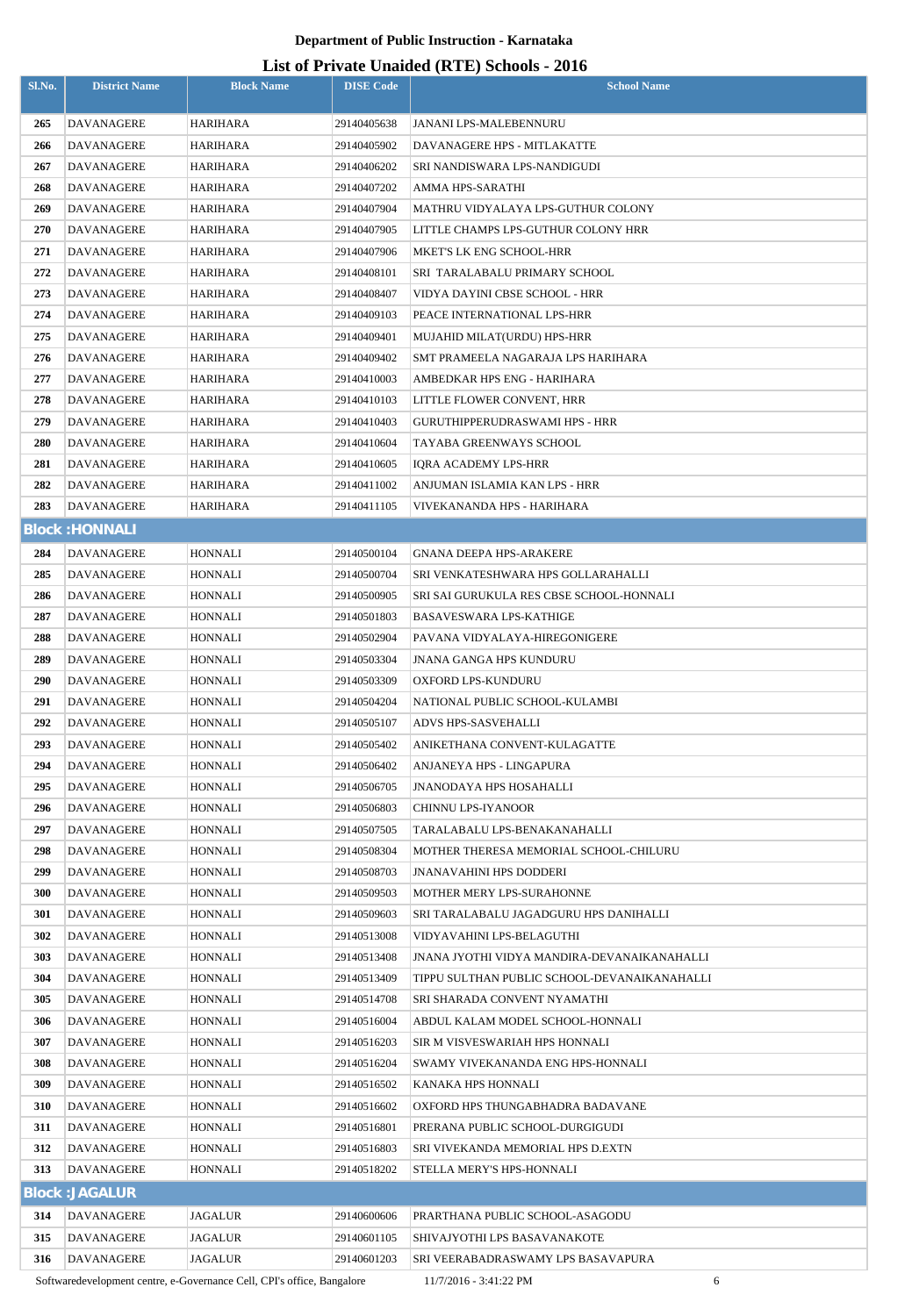## Department of Public Instruction - Karnataka

## List of Private Unaided (RTE) Schools - 2016

| Sl.No. | District Name | Block Name | DISE Code | School Name |
|---|---|---|---|---|
| 265 | DAVANAGERE | HARIHARA | 29140405638 | JANANI LPS-MALEBENNURU |
| 266 | DAVANAGERE | HARIHARA | 29140405902 | DAVANAGERE HPS - MITLAKATTE |
| 267 | DAVANAGERE | HARIHARA | 29140406202 | SRI NANDISWARA LPS-NANDIGUDI |
| 268 | DAVANAGERE | HARIHARA | 29140407202 | AMMA HPS-SARATHI |
| 269 | DAVANAGERE | HARIHARA | 29140407904 | MATHRU VIDYALAYA LPS-GUTHUR COLONY |
| 270 | DAVANAGERE | HARIHARA | 29140407905 | LITTLE CHAMPS LPS-GUTHUR COLONY HRR |
| 271 | DAVANAGERE | HARIHARA | 29140407906 | MKET'S LK ENG SCHOOL-HRR |
| 272 | DAVANAGERE | HARIHARA | 29140408101 | SRI TARALABALU PRIMARY SCHOOL |
| 273 | DAVANAGERE | HARIHARA | 29140408407 | VIDYA DAYINI CBSE SCHOOL - HRR |
| 274 | DAVANAGERE | HARIHARA | 29140409103 | PEACE INTERNATIONAL LPS-HRR |
| 275 | DAVANAGERE | HARIHARA | 29140409401 | MUJAHID MILAT(URDU) HPS-HRR |
| 276 | DAVANAGERE | HARIHARA | 29140409402 | SMT PRAMEELA NAGARAJA LPS HARIHARA |
| 277 | DAVANAGERE | HARIHARA | 29140410003 | AMBEDKAR HPS ENG - HARIHARA |
| 278 | DAVANAGERE | HARIHARA | 29140410103 | LITTLE FLOWER CONVENT, HRR |
| 279 | DAVANAGERE | HARIHARA | 29140410403 | GURUTHIPPERUDRASWAMI HPS - HRR |
| 280 | DAVANAGERE | HARIHARA | 29140410604 | TAYABA GREENWAYS SCHOOL |
| 281 | DAVANAGERE | HARIHARA | 29140410605 | IQRA ACADEMY LPS-HRR |
| 282 | DAVANAGERE | HARIHARA | 29140411002 | ANJUMAN ISLAMIA KAN LPS - HRR |
| 283 | DAVANAGERE | HARIHARA | 29140411105 | VIVEKANANDA HPS - HARIHARA |
| **Block :HONNALI** | | | | |
| 284 | DAVANAGERE | HONNALI | 29140500104 | GNANA DEEPA HPS-ARAKERE |
| 285 | DAVANAGERE | HONNALI | 29140500704 | SRI VENKATESHWARA HPS GOLLARAHALLI |
| 286 | DAVANAGERE | HONNALI | 29140500905 | SRI SAI GURUKULA RES CBSE SCHOOL-HONNALI |
| 287 | DAVANAGERE | HONNALI | 29140501803 | BASAVESWARA LPS-KATHIGE |
| 288 | DAVANAGERE | HONNALI | 29140502904 | PAVANA VIDYALAYA-HIREGONIGERE |
| 289 | DAVANAGERE | HONNALI | 29140503304 | JNANA GANGA HPS KUNDURU |
| 290 | DAVANAGERE | HONNALI | 29140503309 | OXFORD LPS-KUNDURU |
| 291 | DAVANAGERE | HONNALI | 29140504204 | NATIONAL PUBLIC SCHOOL-KULAMBI |
| 292 | DAVANAGERE | HONNALI | 29140505107 | ADVS HPS-SASVEHALLI |
| 293 | DAVANAGERE | HONNALI | 29140505402 | ANIKETHANA CONVENT-KULAGATTE |
| 294 | DAVANAGERE | HONNALI | 29140506402 | ANJANEYA HPS - LINGAPURA |
| 295 | DAVANAGERE | HONNALI | 29140506705 | JNANODAYA HPS HOSAHALLI |
| 296 | DAVANAGERE | HONNALI | 29140506803 | CHINNU LPS-IYANOOR |
| 297 | DAVANAGERE | HONNALI | 29140507505 | TARALABALU LPS-BENAKANAHALLI |
| 298 | DAVANAGERE | HONNALI | 29140508304 | MOTHER THERESA MEMORIAL SCHOOL-CHILURU |
| 299 | DAVANAGERE | HONNALI | 29140508703 | JNANAVAHINI HPS DODDERI |
| 300 | DAVANAGERE | HONNALI | 29140509503 | MOTHER MERY LPS-SURAHONNE |
| 301 | DAVANAGERE | HONNALI | 29140509603 | SRI TARALABALU JAGADGURU HPS DANIHALLI |
| 302 | DAVANAGERE | HONNALI | 29140513008 | VIDYAVAHINI LPS-BELAGUTHI |
| 303 | DAVANAGERE | HONNALI | 29140513408 | JNANA JYOTHI VIDYA MANDIRA-DEVANAIKANAHALLI |
| 304 | DAVANAGERE | HONNALI | 29140513409 | TIPPU SULTHAN PUBLIC SCHOOL-DEVANAIKANAHALLI |
| 305 | DAVANAGERE | HONNALI | 29140514708 | SRI SHARADA CONVENT NYAMATHI |
| 306 | DAVANAGERE | HONNALI | 29140516004 | ABDUL KALAM MODEL SCHOOL-HONNALI |
| 307 | DAVANAGERE | HONNALI | 29140516203 | SIR M VISVESWARIAH HPS HONNALI |
| 308 | DAVANAGERE | HONNALI | 29140516204 | SWAMY VIVEKANANDA ENG HPS-HONNALI |
| 309 | DAVANAGERE | HONNALI | 29140516502 | KANAKA HPS HONNALI |
| 310 | DAVANAGERE | HONNALI | 29140516602 | OXFORD HPS THUNGABHADRA BADAVANE |
| 311 | DAVANAGERE | HONNALI | 29140516801 | PRERANA PUBLIC SCHOOL-DURGIGUDI |
| 312 | DAVANAGERE | HONNALI | 29140516803 | SRI VIVEKANDA MEMORIAL HPS D.EXTN |
| 313 | DAVANAGERE | HONNALI | 29140518202 | STELLA MERY'S HPS-HONNALI |
| **Block :JAGALUR** | | | | |
| 314 | DAVANAGERE | JAGALUR | 29140600606 | PRARTHANA PUBLIC SCHOOL-ASAGODU |
| 315 | DAVANAGERE | JAGALUR | 29140601105 | SHIVAJYOTHI LPS BASAVANAKOTE |
| 316 | DAVANAGERE | JAGALUR | 29140601203 | SRI VEERABADRASWAMY LPS BASAVAPURA |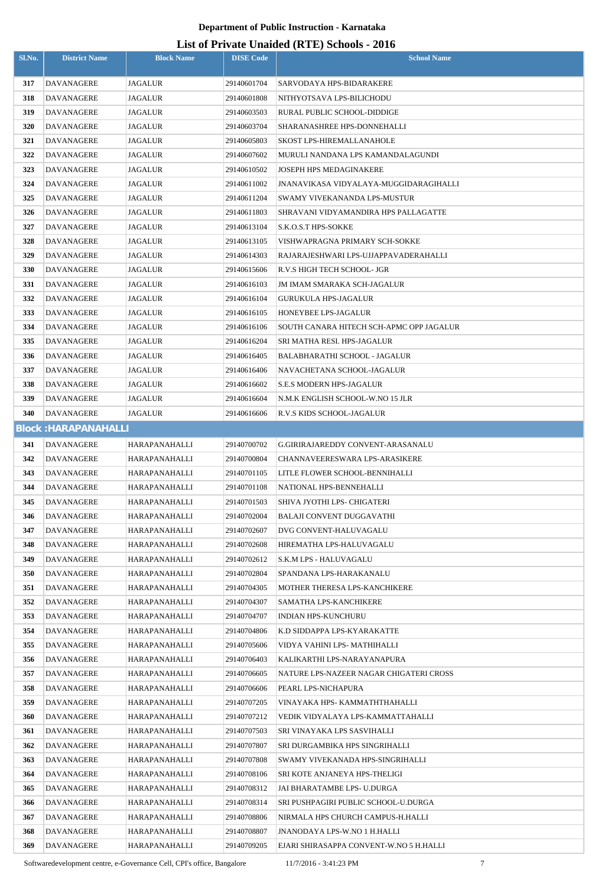# Department of Public Instruction - Karnataka

## List of Private Unaided (RTE) Schools - 2016

| Sl.No. | District Name | Block Name | DISE Code | School Name |
|---|---|---|---|---|
| 317 | DAVANAGERE | JAGALUR | 29140601704 | SARVODAYA HPS-BIDARAKERE |
| 318 | DAVANAGERE | JAGALUR | 29140601808 | NITHYOTSAVA LPS-BILICHODU |
| 319 | DAVANAGERE | JAGALUR | 29140603503 | RURAL PUBLIC SCHOOL-DIDDIGE |
| 320 | DAVANAGERE | JAGALUR | 29140603704 | SHARANASHREE HPS-DONNEHALLI |
| 321 | DAVANAGERE | JAGALUR | 29140605803 | SKOST LPS-HIREMALLANAHOLE |
| 322 | DAVANAGERE | JAGALUR | 29140607602 | MURULI NANDANA LPS KAMANDALAGUNDI |
| 323 | DAVANAGERE | JAGALUR | 29140610502 | JOSEPH HPS MEDAGINAKERE |
| 324 | DAVANAGERE | JAGALUR | 29140611002 | JNANAVIKASA VIDYALAYA-MUGGIDARAGIHALLI |
| 325 | DAVANAGERE | JAGALUR | 29140611204 | SWAMY VIVEKANANDA LPS-MUSTUR |
| 326 | DAVANAGERE | JAGALUR | 29140611803 | SHRAVANI VIDYAMANDIRA HPS PALLAGATTE |
| 327 | DAVANAGERE | JAGALUR | 29140613104 | S.K.O.S.T HPS-SOKKE |
| 328 | DAVANAGERE | JAGALUR | 29140613105 | VISHWAPRAGNA PRIMARY SCH-SOKKE |
| 329 | DAVANAGERE | JAGALUR | 29140614303 | RAJARAJESHWARI LPS-UJJAPPAVADERAHALLI |
| 330 | DAVANAGERE | JAGALUR | 29140615606 | R.V.S HIGH TECH SCHOOL- JGR |
| 331 | DAVANAGERE | JAGALUR | 29140616103 | JM IMAM SMARAKA SCH-JAGALUR |
| 332 | DAVANAGERE | JAGALUR | 29140616104 | GURUKULA HPS-JAGALUR |
| 333 | DAVANAGERE | JAGALUR | 29140616105 | HONEYBEE LPS-JAGALUR |
| 334 | DAVANAGERE | JAGALUR | 29140616106 | SOUTH CANARA HITECH SCH-APMC OPP JAGALUR |
| 335 | DAVANAGERE | JAGALUR | 29140616204 | SRI MATHA RESI. HPS-JAGALUR |
| 336 | DAVANAGERE | JAGALUR | 29140616405 | BALABHARATHI SCHOOL - JAGALUR |
| 337 | DAVANAGERE | JAGALUR | 29140616406 | NAVACHETANA SCHOOL-JAGALUR |
| 338 | DAVANAGERE | JAGALUR | 29140616602 | S.E.S MODERN HPS-JAGALUR |
| 339 | DAVANAGERE | JAGALUR | 29140616604 | N.M.K ENGLISH SCHOOL-W.NO 15 JLR |
| 340 | DAVANAGERE | JAGALUR | 29140616606 | R.V.S KIDS SCHOOL-JAGALUR |
| **Block :HARAPANAHALLI** | | | | |
| 341 | DAVANAGERE | HARAPANAHALLI | 29140700702 | G.GIRIRAJAREDDY CONVENT-ARASANALU |
| 342 | DAVANAGERE | HARAPANAHALLI | 29140700804 | CHANNAVEERESWARA LPS-ARASIKERE |
| 343 | DAVANAGERE | HARAPANAHALLI | 29140701105 | LITLE FLOWER SCHOOL-BENNIHALLI |
| 344 | DAVANAGERE | HARAPANAHALLI | 29140701108 | NATIONAL HPS-BENNEHALLI |
| 345 | DAVANAGERE | HARAPANAHALLI | 29140701503 | SHIVA JYOTHI LPS- CHIGATERI |
| 346 | DAVANAGERE | HARAPANAHALLI | 29140702004 | BALAJI CONVENT DUGGAVATHI |
| 347 | DAVANAGERE | HARAPANAHALLI | 29140702607 | DVG CONVENT-HALUVAGALU |
| 348 | DAVANAGERE | HARAPANAHALLI | 29140702608 | HIREMATHA LPS-HALUVAGALU |
| 349 | DAVANAGERE | HARAPANAHALLI | 29140702612 | S.K.M LPS - HALUVAGALU |
| 350 | DAVANAGERE | HARAPANAHALLI | 29140702804 | SPANDANA LPS-HARAKANALU |
| 351 | DAVANAGERE | HARAPANAHALLI | 29140704305 | MOTHER THERESA LPS-KANCHIKERE |
| 352 | DAVANAGERE | HARAPANAHALLI | 29140704307 | SAMATHA LPS-KANCHIKERE |
| 353 | DAVANAGERE | HARAPANAHALLI | 29140704707 | INDIAN HPS-KUNCHURU |
| 354 | DAVANAGERE | HARAPANAHALLI | 29140704806 | K.D SIDDAPPA LPS-KYARAKATTE |
| 355 | DAVANAGERE | HARAPANAHALLI | 29140705606 | VIDYA VAHINI LPS- MATHIHALLI |
| 356 | DAVANAGERE | HARAPANAHALLI | 29140706403 | KALIKARTHI LPS-NARAYANAPURA |
| 357 | DAVANAGERE | HARAPANAHALLI | 29140706605 | NATURE LPS-NAZEER NAGAR CHIGATERI CROSS |
| 358 | DAVANAGERE | HARAPANAHALLI | 29140706606 | PEARL LPS-NICHAPURA |
| 359 | DAVANAGERE | HARAPANAHALLI | 29140707205 | VINAYAKA HPS- KAMMATHTHAHALLI |
| 360 | DAVANAGERE | HARAPANAHALLI | 29140707212 | VEDIK VIDYALAYA LPS-KAMMATTAHALLI |
| 361 | DAVANAGERE | HARAPANAHALLI | 29140707503 | SRI VINAYAKA LPS SASVIHALLI |
| 362 | DAVANAGERE | HARAPANAHALLI | 29140707807 | SRI DURGAMBIKA HPS SINGRIHALLI |
| 363 | DAVANAGERE | HARAPANAHALLI | 29140707808 | SWAMY VIVEKANADA HPS-SINGRIHALLI |
| 364 | DAVANAGERE | HARAPANAHALLI | 29140708106 | SRI KOTE ANJANEYA HPS-THELIGI |
| 365 | DAVANAGERE | HARAPANAHALLI | 29140708312 | JAI BHARATAMBE LPS- U.DURGA |
| 366 | DAVANAGERE | HARAPANAHALLI | 29140708314 | SRI PUSHPAGIRI PUBLIC SCHOOL-U.DURGA |
| 367 | DAVANAGERE | HARAPANAHALLI | 29140708806 | NIRMALA HPS CHURCH CAMPUS-H.HALLI |
| 368 | DAVANAGERE | HARAPANAHALLI | 29140708807 | JNANODAYA LPS-W.NO 1 H.HALLI |
| 369 | DAVANAGERE | HARAPANAHALLI | 29140709205 | EJARI SHIRASAPPA CONVENT-W.NO 5 H.HALLI |

Softwaredevelopment centre, e-Governance Cell, CPI's office, Bangalore 11/7/2016 - 3:41:23 PM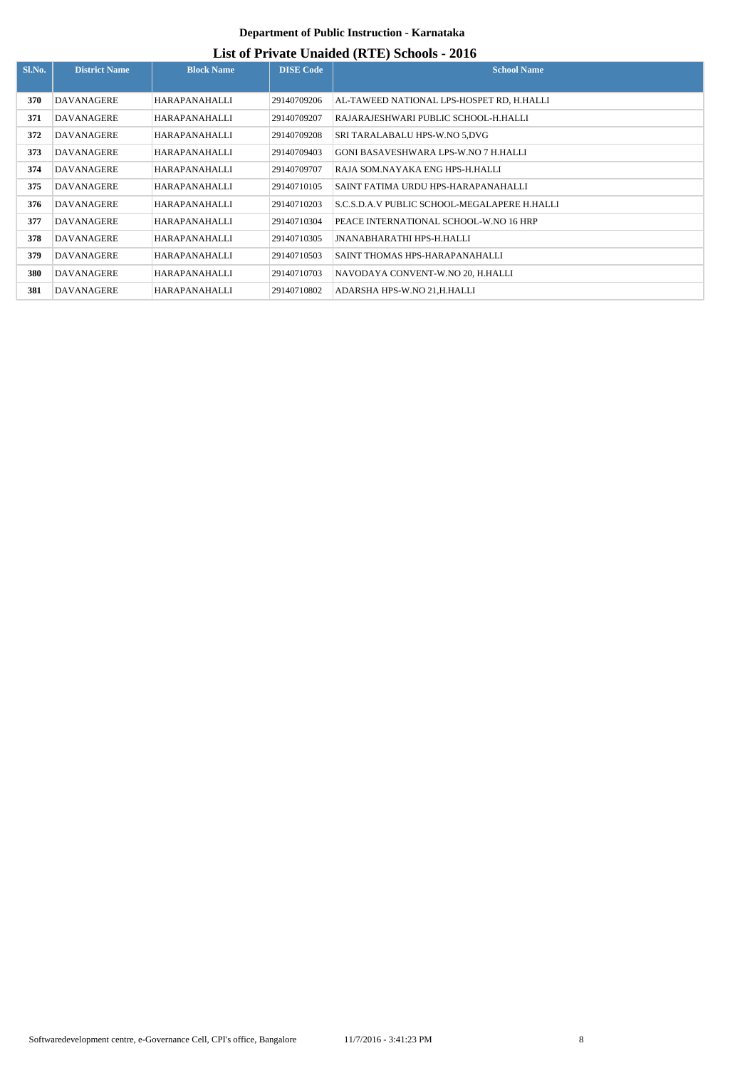Department of Public Instruction - Karnataka

# List of Private Unaided (RTE) Schools - 2016

| Sl.No. | District Name | Block Name | DISE Code | School Name |
|---|---|---|---|---|
| 370 | DAVANAGERE | HARAPANAHALLI | 29140709206 | AL-TAWEED NATIONAL LPS-HOSPET RD, H.HALLI |
| 371 | DAVANAGERE | HARAPANAHALLI | 29140709207 | RAJARAJESHWARI PUBLIC SCHOOL-H.HALLI |
| 372 | DAVANAGERE | HARAPANAHALLI | 29140709208 | SRI TARALABALU HPS-W.NO 5,DVG |
| 373 | DAVANAGERE | HARAPANAHALLI | 29140709403 | GONI BASAVESHWARA LPS-W.NO 7 H.HALLI |
| 374 | DAVANAGERE | HARAPANAHALLI | 29140709707 | RAJA SOM.NAYAKA ENG HPS-H.HALLI |
| 375 | DAVANAGERE | HARAPANAHALLI | 29140710105 | SAINT FATIMA URDU HPS-HARAPANAHALLI |
| 376 | DAVANAGERE | HARAPANAHALLI | 29140710203 | S.C.S.D.A.V PUBLIC SCHOOL-MEGALAPERE H.HALLI |
| 377 | DAVANAGERE | HARAPANAHALLI | 29140710304 | PEACE INTERNATIONAL SCHOOL-W.NO 16 HRP |
| 378 | DAVANAGERE | HARAPANAHALLI | 29140710305 | JNANABHARATHI HPS-H.HALLI |
| 379 | DAVANAGERE | HARAPANAHALLI | 29140710503 | SAINT THOMAS HPS-HARAPANAHALLI |
| 380 | DAVANAGERE | HARAPANAHALLI | 29140710703 | NAVODAYA CONVENT-W.NO 20, H.HALLI |
| 381 | DAVANAGERE | HARAPANAHALLI | 29140710802 | ADARSHA HPS-W.NO 21,H.HALLI |

Softwaredevelopment centre, e-Governance Cell, CPI's office, Bangalore 11/7/2016 - 3:41:23 PM